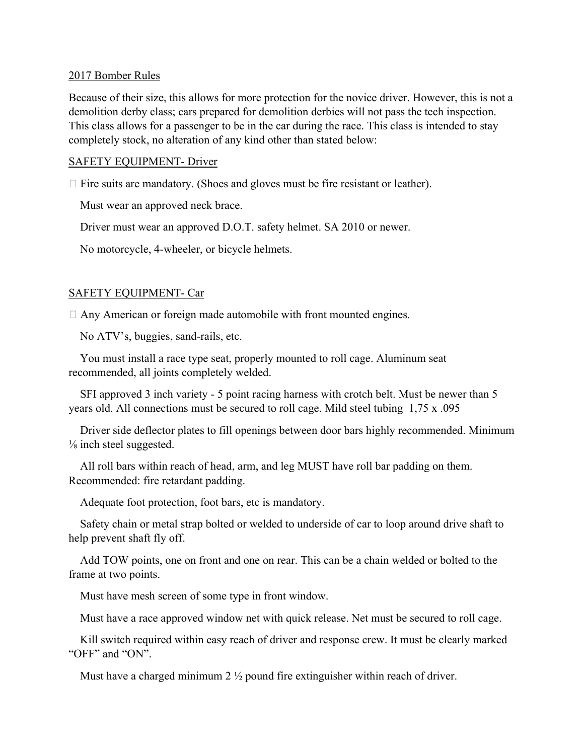2017 Bomber Rules

Because of their size, this allows for more protection for the novice driver. However, this is not a demolition derby class; cars prepared for demolition derbies will not pass the tech inspection. This class allows for a passenger to be in the car during the race. This class is intended to stay completely stock, no alteration of any kind other than stated below:

SAFETY EQUIPMENT- Driver

- Fire suits are mandatory. (Shoes and gloves must be fire resistant or leather).
- Must wear an approved neck brace.
- Driver must wear an approved D.O.T. safety helmet. SA 2010 or newer.
- No motorcycle, 4-wheeler, or bicycle helmets.

SAFETY EQUIPMENT- Car

- Any American or foreign made automobile with front mounted engines.
- No ATV's, buggies, sand-rails, etc.
- You must install a race type seat, properly mounted to roll cage. Aluminum seat recommended, all joints completely welded.
- SFI approved 3 inch variety - 5 point racing harness with crotch belt. Must be newer than 5 years old. All connections must be secured to roll cage. Mild steel tubing 1,75 x .095
- Driver side deflector plates to fill openings between door bars highly recommended. Minimum ⅛ inch steel suggested.
- All roll bars within reach of head, arm, and leg MUST have roll bar padding on them. Recommended: fire retardant padding.
- Adequate foot protection, foot bars, etc is mandatory.
- Safety chain or metal strap bolted or welded to underside of car to loop around drive shaft to help prevent shaft fly off.
- Add TOW points, one on front and one on rear. This can be a chain welded or bolted to the frame at two points.
- Must have mesh screen of some type in front window.
- Must have a race approved window net with quick release. Net must be secured to roll cage.
- Kill switch required within easy reach of driver and response crew. It must be clearly marked "OFF" and "ON".
- Must have a charged minimum 2 ½ pound fire extinguisher within reach of driver.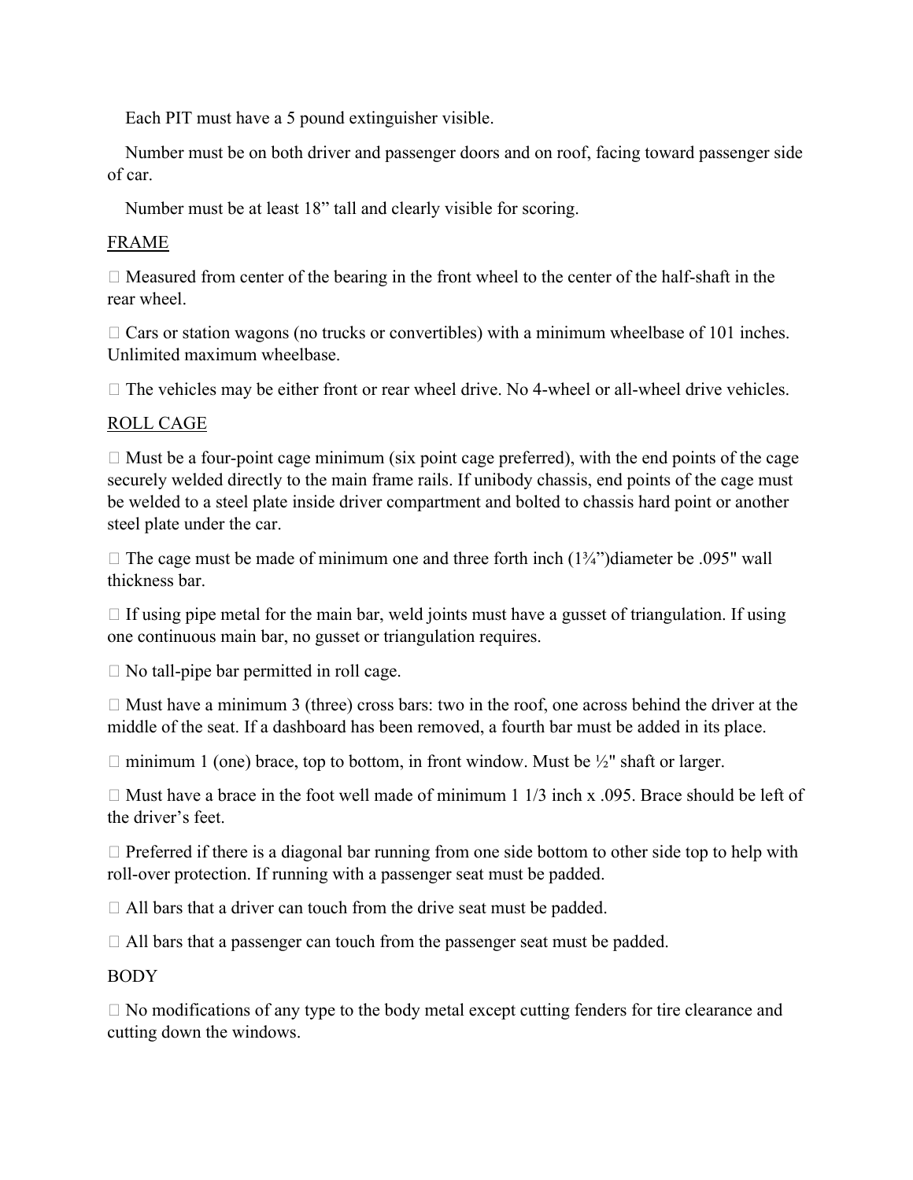Each PIT must have a 5 pound extinguisher visible.

Number must be on both driver and passenger doors and on roof, facing toward passenger side of car.

Number must be at least 18" tall and clearly visible for scoring.

## FRAME

- Measured from center of the bearing in the front wheel to the center of the half-shaft in the rear wheel.
- Cars or station wagons (no trucks or convertibles) with a minimum wheelbase of 101 inches. Unlimited maximum wheelbase.
- The vehicles may be either front or rear wheel drive. No 4-wheel or all-wheel drive vehicles.

## ROLL CAGE

- Must be a four-point cage minimum (six point cage preferred), with the end points of the cage securely welded directly to the main frame rails. If unibody chassis, end points of the cage must be welded to a steel plate inside driver compartment and bolted to chassis hard point or another steel plate under the car.
- The cage must be made of minimum one and three forth inch (1¾")diameter be .095" wall thickness bar.
- If using pipe metal for the main bar, weld joints must have a gusset of triangulation. If using one continuous main bar, no gusset or triangulation requires.
- No tall-pipe bar permitted in roll cage.
- Must have a minimum 3 (three) cross bars: two in the roof, one across behind the driver at the middle of the seat. If a dashboard has been removed, a fourth bar must be added in its place.
- minimum 1 (one) brace, top to bottom, in front window. Must be ½" shaft or larger.
- Must have a brace in the foot well made of minimum 1 1/3 inch x .095. Brace should be left of the driver's feet.
- Preferred if there is a diagonal bar running from one side bottom to other side top to help with roll-over protection. If running with a passenger seat must be padded.
- All bars that a driver can touch from the drive seat must be padded.
- All bars that a passenger can touch from the passenger seat must be padded.

## BODY

- No modifications of any type to the body metal except cutting fenders for tire clearance and cutting down the windows.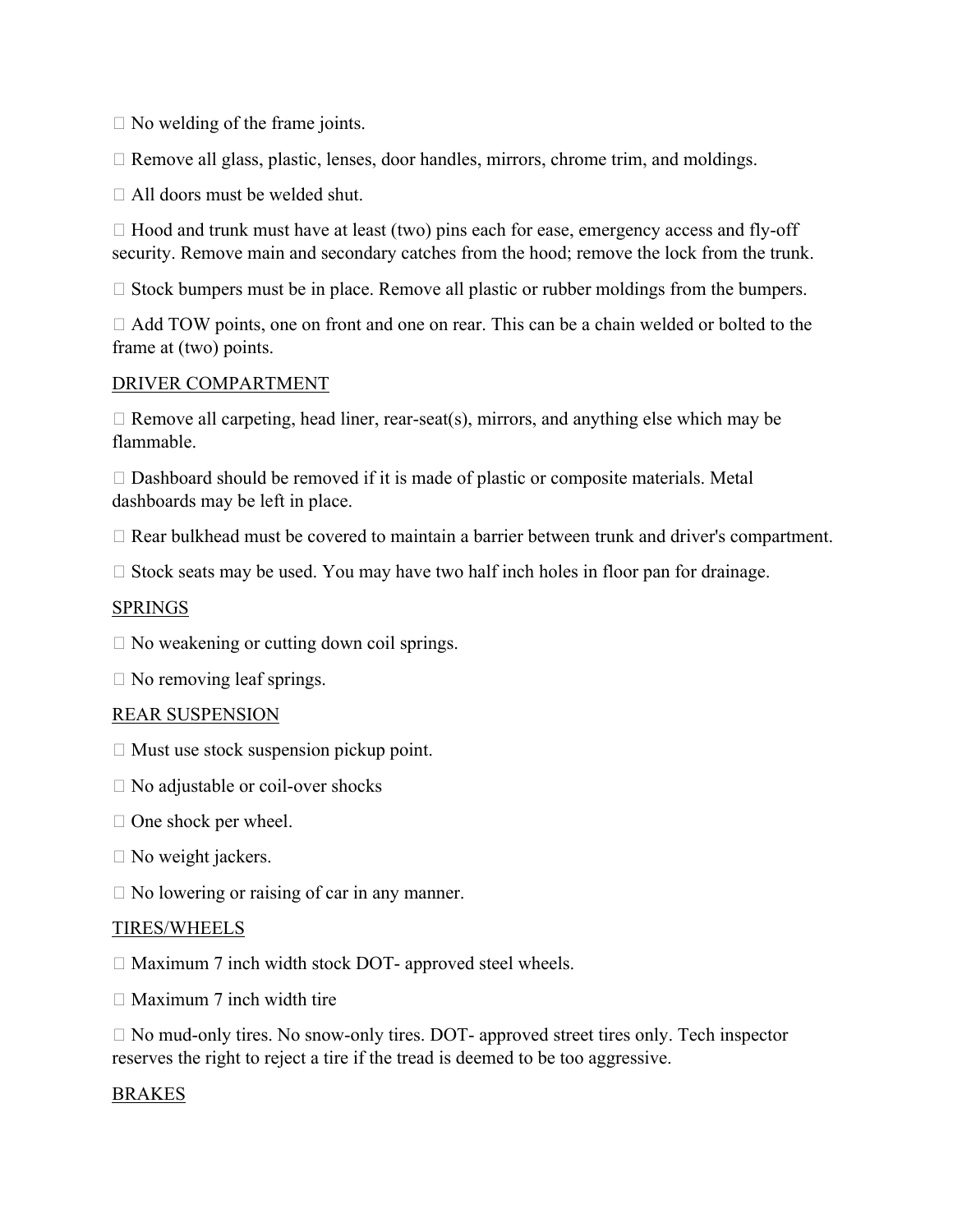- No welding of the frame joints.

- Remove all glass, plastic, lenses, door handles, mirrors, chrome trim, and moldings.

- All doors must be welded shut.

- Hood and trunk must have at least (two) pins each for ease, emergency access and fly-off security. Remove main and secondary catches from the hood; remove the lock from the trunk.

- Stock bumpers must be in place. Remove all plastic or rubber moldings from the bumpers.

- Add TOW points, one on front and one on rear. This can be a chain welded or bolted to the frame at (two) points.

<u>DRIVER COMPARTMENT</u>

- Remove all carpeting, head liner, rear-seat(s), mirrors, and anything else which may be flammable.

- Dashboard should be removed if it is made of plastic or composite materials. Metal dashboards may be left in place.

- Rear bulkhead must be covered to maintain a barrier between trunk and driver's compartment.

- Stock seats may be used. You may have two half inch holes in floor pan for drainage.

<u>SPRINGS</u>

- No weakening or cutting down coil springs.

- No removing leaf springs.

<u>REAR SUSPENSION</u>

- Must use stock suspension pickup point.

- No adjustable or coil-over shocks

- One shock per wheel.

- No weight jackers.

- No lowering or raising of car in any manner.

<u>TIRES/WHEELS</u>

- Maximum 7 inch width stock DOT- approved steel wheels.

- Maximum 7 inch width tire

- No mud-only tires. No snow-only tires. DOT- approved street tires only. Tech inspector reserves the right to reject a tire if the tread is deemed to be too aggressive.

<u>BRAKES</u>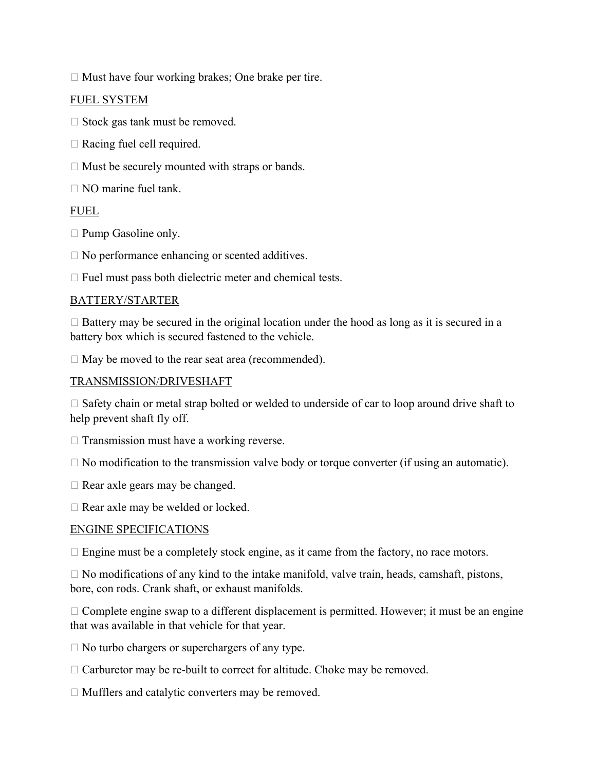- Must have four working brakes; One brake per tire.

FUEL SYSTEM

- Stock gas tank must be removed.
- Racing fuel cell required.
- Must be securely mounted with straps or bands.
- NO marine fuel tank.

FUEL

- Pump Gasoline only.
- No performance enhancing or scented additives.
- Fuel must pass both dielectric meter and chemical tests.

BATTERY/STARTER

- Battery may be secured in the original location under the hood as long as it is secured in a battery box which is secured fastened to the vehicle.
- May be moved to the rear seat area (recommended).

TRANSMISSION/DRIVESHAFT

- Safety chain or metal strap bolted or welded to underside of car to loop around drive shaft to help prevent shaft fly off.
- Transmission must have a working reverse.
- No modification to the transmission valve body or torque converter (if using an automatic).
- Rear axle gears may be changed.
- Rear axle may be welded or locked.

ENGINE SPECIFICATIONS

- Engine must be a completely stock engine, as it came from the factory, no race motors.
- No modifications of any kind to the intake manifold, valve train, heads, camshaft, pistons, bore, con rods. Crank shaft, or exhaust manifolds.
- Complete engine swap to a different displacement is permitted. However; it must be an engine that was available in that vehicle for that year.
- No turbo chargers or superchargers of any type.
- Carburetor may be re-built to correct for altitude. Choke may be removed.
- Mufflers and catalytic converters may be removed.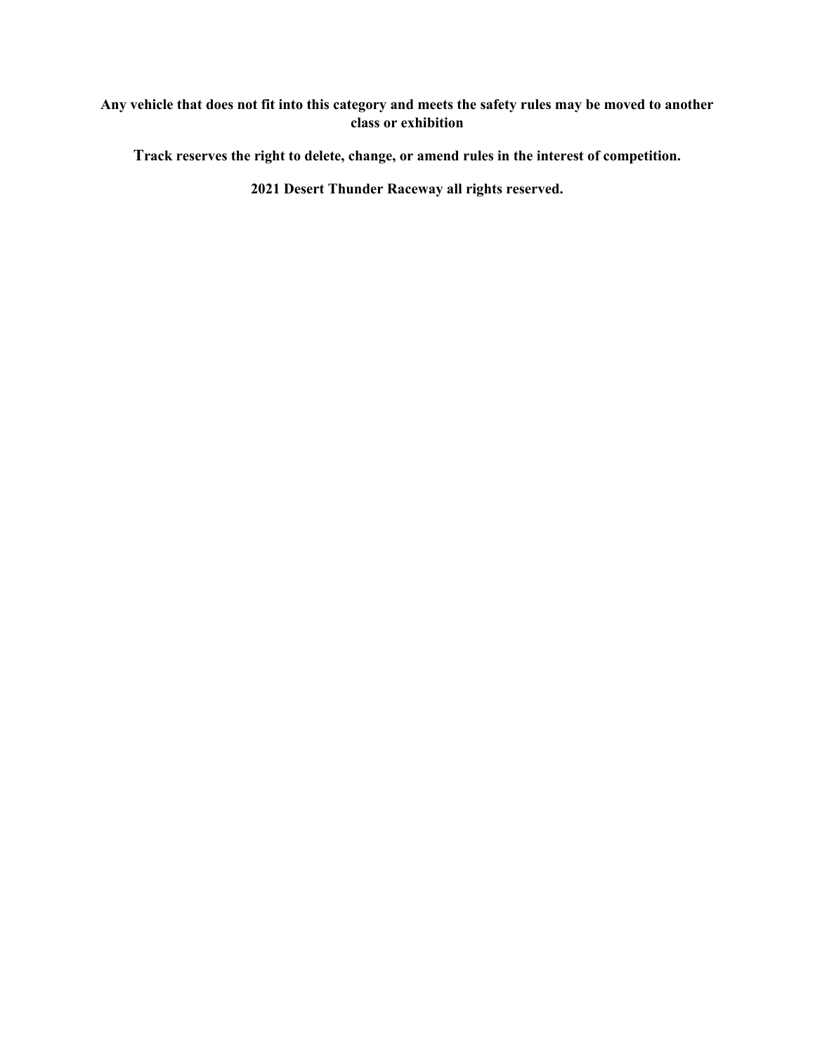**Any vehicle that does not fit into this category and meets the safety rules may be moved to another class or exhibition**

**Track reserves the right to delete, change, or amend rules in the interest of competition.**

**2021 Desert Thunder Raceway all rights reserved.**